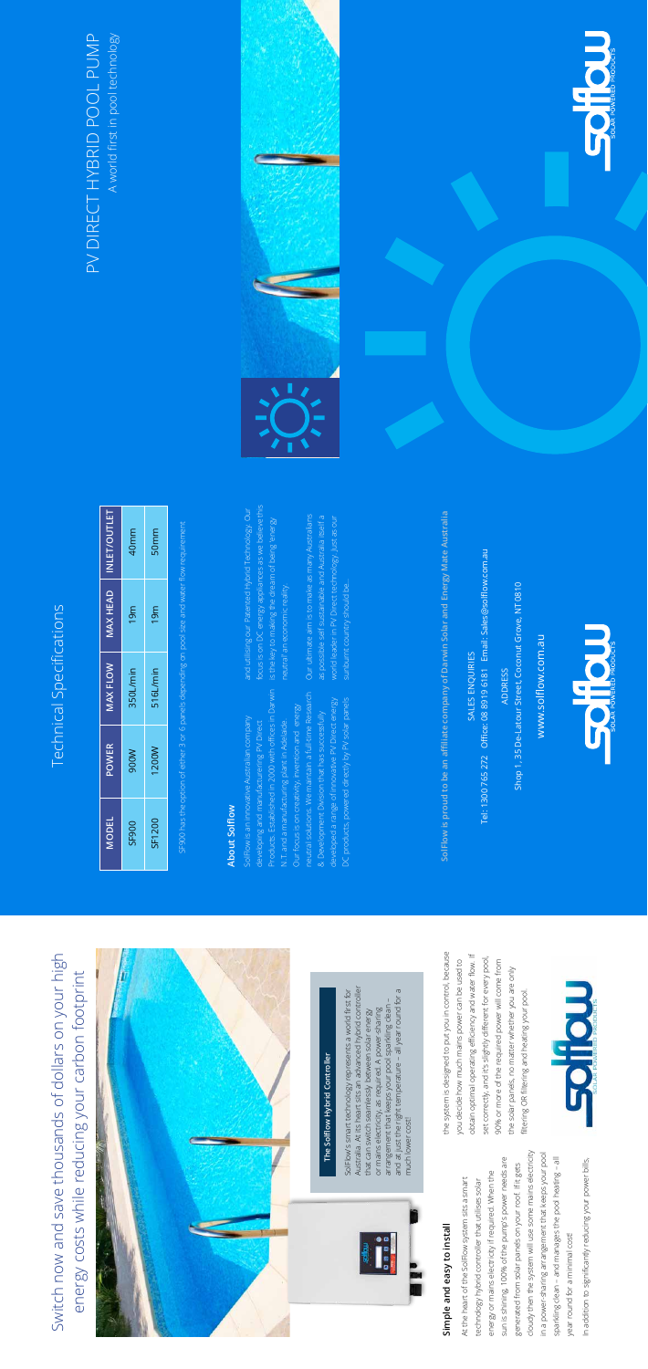# PV DIRECT HYBRID POOL PUMP

A world first in pool technology

## Technical Specifications

| MODEL | POWER | MAX FLOW | MAX HEAD | INLET/OUTLET |
|---|---|---|---|---|
| SF900 | 900W | 350L/min | 19m | 40mm |
| SF1200 | 1200W | 516L/min | 19m | 50mm |

SF900 has the option of either 3 or 6 panels depending on pool size and water flow requirement

### About Solflow

Solflow is an innovative Australian company developing and manufacturing PV Direct Products. Established in 2000 with offices in Darwin N.T. and a manufacturing plant in Adelaide.

Our focus is on creativity, invention and energy neutral solutions. We maintain a full-time Research & Development Division that has successfully developed a range of innovative PV Direct energy DC products, powered directly by PV solar panels and utilising our Patented Hybrid Technology. Our focus is on DC energy appliances as we believe this is the key to making the dream of being 'energy neutral' an economic reality.

Our ultimate aim is to make as many Australians as possible self sustainable and Australia itself a world leader in PV Direct technology. Just as our sunburnt country should be...

Solflow is proud to be an affiliate company of Darwin Solar and Energy Mate Australia

SALES ENQUIRIES

Tel: 1300 765 272 Office: 08 8919 6181 Email: Sales@solflow.com.au

ADDRESS

Shop 1, 35 De-Latour Street, Coconut Grove, NT 0810

www.solflow.com.au

# Switch now and save thousands of dollars on your high energy costs while reducing your carbon footprint

### The Solflow Hybrid Controller

Solflow's smart technology represents a world first for Australia. At its heart sits an advanced hybrid controller that can switch seamlessly between solar energy or mains electricity, as required. A power-sharing arrangement that keeps your pool sparkling clean – and at just the right temperature – all year round for a much lower cost!

### Simple and easy to install

At the heart of the SolFlow system sits a smart technology hybrid controller that utilises solar energy or mains electricity if required. When the sun is shining, 100% of the pump's power needs are generated from solar panels on your roof. If it gets cloudy then the system will use some mains electricity in a power-sharing arrangement that keeps your pool sparkling clean – and manages the pool heating – all year round for a minimal cost!

In addition to significantly reducing your power bills, the system is designed to put you in control, because you decide how much mains power can be used to obtain optimal operating efficiency and water flow. If set correctly, and it's slightly different for every pool, 90% or more of the required power will come from the solar panels, no matter whether you are only filtering OR filtering and heating your pool.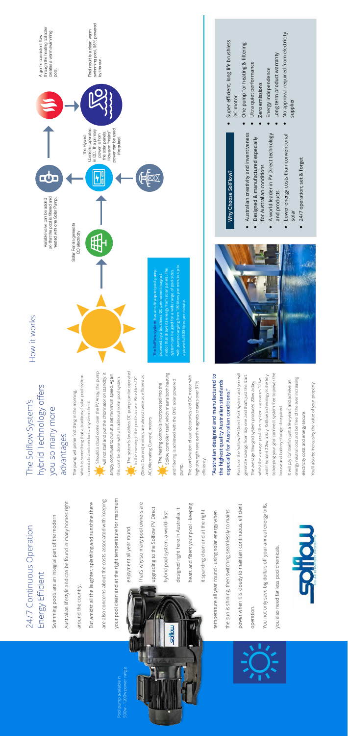# 24/7 Continuous Operation

## Energy Efficient

Swimming pools are an integral part of the modern Australian lifestyle and can be found in many homes right around the country.

But amidst all the laughter, splashing and sunshine there are also concerns about the costs associated with keeping your pool clean and at the right temperature for maximum enjoyment all year round.

That's why so many pool owners are upgrading to the Solflow PV Direct hybrid pool system, a world-first designed right here in Australia. It heats and filters your pool - keeping it sparkling clean and at the right temperature all year round - using solar energy when the sun is shining, then switching seamlessly to mains power when it is cloudy to maintain continuous, efficient operation.

You not only save big dollars off your annual energy bills, you also need far less pool chemicals.

Pool pump available in 500w - 1200w power range.

# The Solflow System's hybrid Technology offers you so many more advantages

The pump will prime first thing in the morning, which is something that a traditional solar-pool system cannot do and conducts a system check.

Should a cloud come over the PV Array, the pump will not stall and put the chlorinator on standby, it simply continues to run at a set minimum speed. Again, this can't be done with a traditional solar pool system.

The system's brushless DC pump can be operated in the evening if the pool is in use. Brushless DC (Direct Current) motors are almost twice as efficient as AC (Alternating Current) motors.

The heating control is incorporated into the Solflow controller itself, which means both heating and filtering is achieved with the ONE solar powered pump.

The combination of our electronics and DC motor with high strength rare earth magnets creates over 97% efficiency.

### "Australian designed and manufactured to the highest quality Australian standards especially for Australian conditions."

Purchase the Solflow PV Direct Pool System and you will generate savings from day one and that's just the start. The average 5kw grid system produces 20kw a day, whilst the average pool filter system consumes 12kw and if heated 22kw a day. Solflow technology is the key to keeping your grid connect system free to power the house and battery storage if required.

It will pay for itself in just a few years and achieve an energy neutral cost and be free of the ever increasing electricity costs and energy secure.

You'll also be increasing the value of your property.

# How it works

Solar Panels generate DC electricity

Variable valve can be added so that the pool is filtered and heated with one Solar Pump.

A gentle consistent flow through the heating collector creates a warm swimming pool.

The Hybrid Controller operates in DC. The primary power is from the solar panels. However "mains" power can be used if required.

Final result is a clean warm swimming pool, 95% powered by the sun.

**The Solflow system** has an ultra-quiet pool pump powered by a brushless DC permanent magnet motor that draws its energy from solar panels. The system can be used for a wide range of pool sizes, with pumps ranging from 180 litres per minute up to a powerful 500 litres per minute.

## Why Choose SolFlow?

- Australian creativity and inventiveness
- Designed & manufactured especially for Australian conditions
- A world leader in PV Direct technology and products
- Lower energy costs than conventional solar
- 24/7 operation; set & forget
- Super efficient, long life brushless DC motor
- One pump for heating & filtering
- Ultra quiet performance
- Zero emissions
- Energy independence
- Long term product warranty
- No approval required from electricity supplier